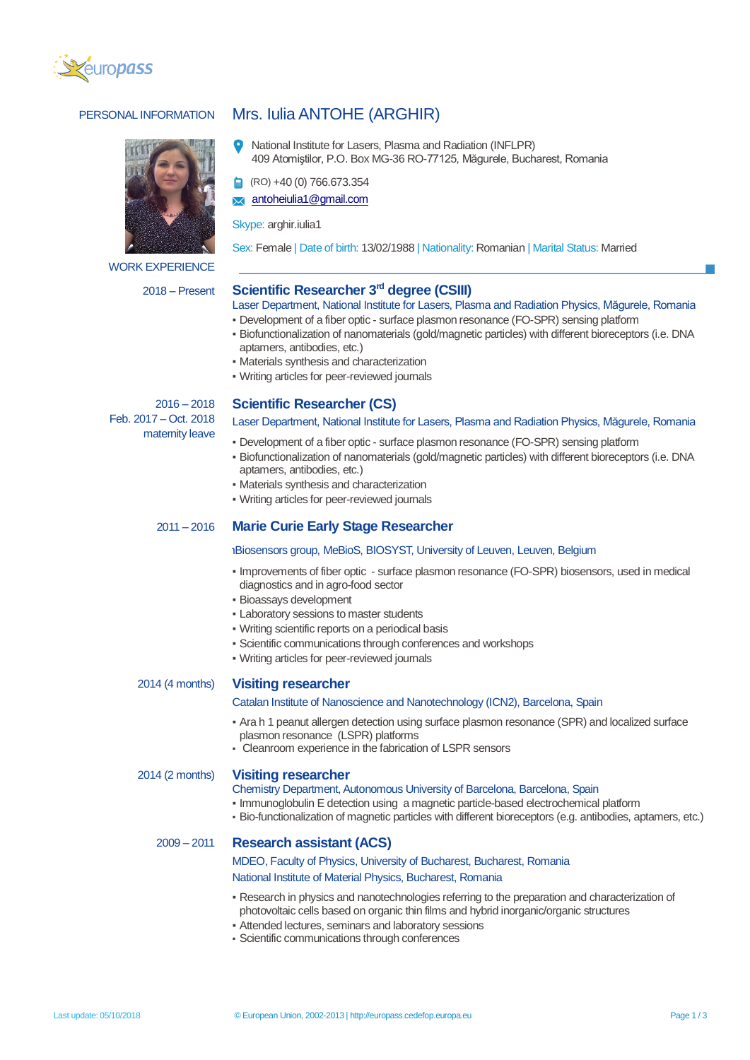# PERSONAL INFORMATION

## Mrs. Iulia ANTOHE (ARGHIR)

National Institute for Lasers, Plasma and Radiation (INFLPR)
409 Atomiştilor, P.O. Box MG-36 RO-77125, Măgurele, Bucharest, Romania

(RO) +40 (0) 766.673.354

antoheiulia1@gmail.com

Skype: arghir.iulia1

Sex: Female | Date of birth: 13/02/1988 | Nationality: Romanian | Marital Status: Married

# WORK EXPERIENCE

**2018 – Present**

### Scientific Researcher 3rd degree (CSIII)

Laser Department, National Institute for Lasers, Plasma and Radiation Physics, Măgurele, Romania

- Development of a fiber optic - surface plasmon resonance (FO-SPR) sensing platform
- Biofunctionalization of nanomaterials (gold/magnetic particles) with different bioreceptors (i.e. DNA aptamers, antibodies, etc.)
- Materials synthesis and characterization
- Writing articles for peer-reviewed journals

**2016 – 2018**
**Feb. 2017 – Oct. 2018 maternity leave**

### Scientific Researcher (CS)

Laser Department, National Institute for Lasers, Plasma and Radiation Physics, Măgurele, Romania

- Development of a fiber optic - surface plasmon resonance (FO-SPR) sensing platform
- Biofunctionalization of nanomaterials (gold/magnetic particles) with different bioreceptors (i.e. DNA aptamers, antibodies, etc.)
- Materials synthesis and characterization
- Writing articles for peer-reviewed journals

**2011 – 2016**

### Marie Curie Early Stage Researcher

Biosensors group, MeBioS, BIOSYST, University of Leuven, Leuven, Belgium

- Improvements of fiber optic - surface plasmon resonance (FO-SPR) biosensors, used in medical diagnostics and in agro-food sector
- Bioassays development
- Laboratory sessions to master students
- Writing scientific reports on a periodical basis
- Scientific communications through conferences and workshops
- Writing articles for peer-reviewed journals

**2014 (4 months)**

### Visiting researcher

Catalan Institute of Nanoscience and Nanotechnology (ICN2), Barcelona, Spain

- Ara h 1 peanut allergen detection using surface plasmon resonance (SPR) and localized surface plasmon resonance (LSPR) platforms
- Cleanroom experience in the fabrication of LSPR sensors

**2014 (2 months)**

### Visiting researcher

Chemistry Department, Autonomous University of Barcelona, Barcelona, Spain

- Immunoglobulin E detection using a magnetic particle-based electrochemical platform
- Bio-functionalization of magnetic particles with different bioreceptors (e.g. antibodies, aptamers, etc.)

**2009 – 2011**

### Research assistant (ACS)

MDEO, Faculty of Physics, University of Bucharest, Bucharest, Romania
National Institute of Material Physics, Bucharest, Romania

- Research in physics and nanotechnologies referring to the preparation and characterization of photovoltaic cells based on organic thin films and hybrid inorganic/organic structures
- Attended lectures, seminars and laboratory sessions
- Scientific communications through conferences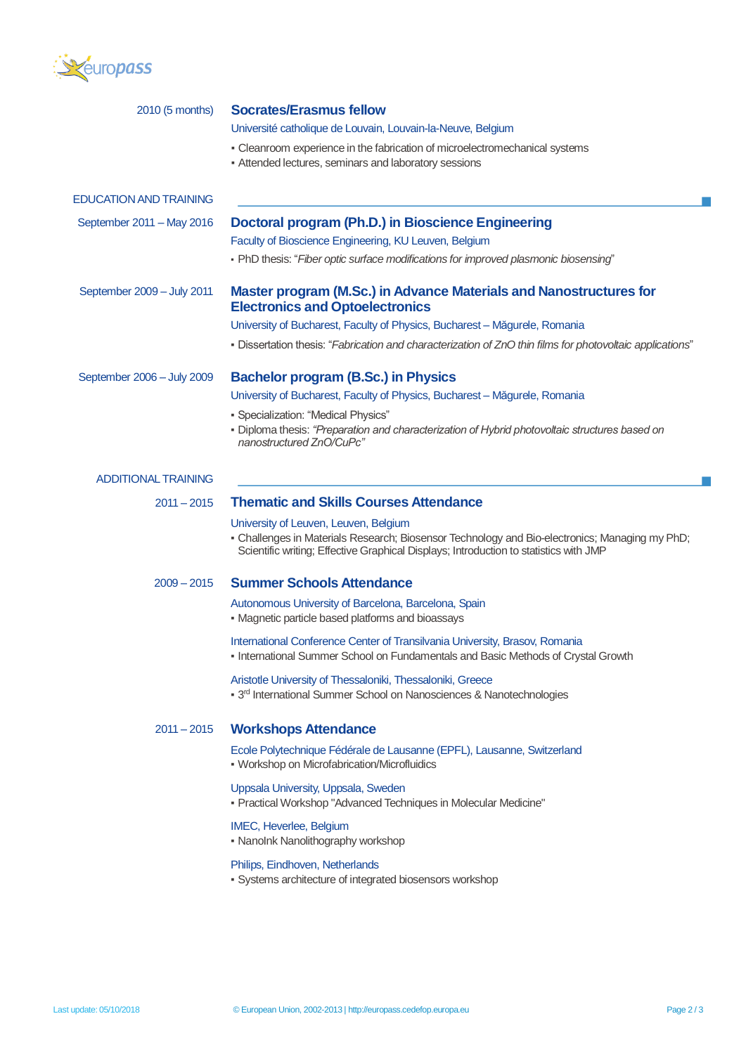2010 (5 months)

### Socrates/Erasmus fellow

Université catholique de Louvain, Louvain-la-Neuve, Belgium

- Cleanroom experience in the fabrication of microelectromechanical systems
- Attended lectures, seminars and laboratory sessions

## EDUCATION AND TRAINING

September 2011 – May 2016

### Doctoral program (Ph.D.) in Bioscience Engineering

Faculty of Bioscience Engineering, KU Leuven, Belgium

- PhD thesis: "*Fiber optic surface modifications for improved plasmonic biosensing*"

September 2009 – July 2011

### Master program (M.Sc.) in Advance Materials and Nanostructures for Electronics and Optoelectronics

University of Bucharest, Faculty of Physics, Bucharest – Măgurele, Romania

- Dissertation thesis: "*Fabrication and characterization of ZnO thin films for photovoltaic applications*"

September 2006 – July 2009

### Bachelor program (B.Sc.) in Physics

University of Bucharest, Faculty of Physics, Bucharest – Măgurele, Romania

- Specialization: "Medical Physics"
- Diploma thesis: *"Preparation and characterization of Hybrid photovoltaic structures based on nanostructured ZnO/CuPc"*

## ADDITIONAL TRAINING

2011 – 2015

### Thematic and Skills Courses Attendance

University of Leuven, Leuven, Belgium

- Challenges in Materials Research; Biosensor Technology and Bio-electronics; Managing my PhD; Scientific writing; Effective Graphical Displays; Introduction to statistics with JMP

2009 – 2015

### Summer Schools Attendance

Autonomous University of Barcelona, Barcelona, Spain

- Magnetic particle based platforms and bioassays

International Conference Center of Transilvania University, Brasov, Romania

- International Summer School on Fundamentals and Basic Methods of Crystal Growth

Aristotle University of Thessaloniki, Thessaloniki, Greece

- 3rd International Summer School on Nanosciences & Nanotechnologies

2011 – 2015

### Workshops Attendance

Ecole Polytechnique Fédérale de Lausanne (EPFL), Lausanne, Switzerland

- Workshop on Microfabrication/Microfluidics

Uppsala University, Uppsala, Sweden

- Practical Workshop "Advanced Techniques in Molecular Medicine"

IMEC, Heverlee, Belgium

- NanoInk Nanolithography workshop

Philips, Eindhoven, Netherlands

- Systems architecture of integrated biosensors workshop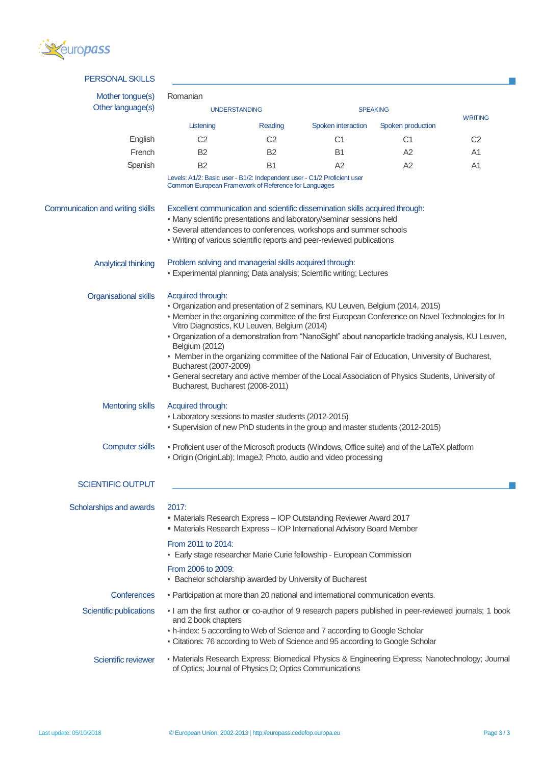## PERSONAL SKILLS

**Mother tongue(s)** Romanian

**Other language(s)**

| | UNDERSTANDING | | SPEAKING | | WRITING |
|---|---|---|---|---|---|
| | Listening | Reading | Spoken interaction | Spoken production | |
| English | C2 | C2 | C1 | C1 | C2 |
| French | B2 | B2 | B1 | A2 | A1 |
| Spanish | B2 | B1 | A2 | A2 | A1 |

Levels: A1/2: Basic user - B1/2: Independent user - C1/2 Proficient user
Common European Framework of Reference for Languages

**Communication and writing skills**

Excellent communication and scientific dissemination skills acquired through:
- Many scientific presentations and laboratory/seminar sessions held
- Several attendances to conferences, workshops and summer schools
- Writing of various scientific reports and peer-reviewed publications

**Analytical thinking**

Problem solving and managerial skills acquired through:
- Experimental planning; Data analysis; Scientific writing; Lectures

**Organisational skills**

Acquired through:
- Organization and presentation of 2 seminars, KU Leuven, Belgium (2014, 2015)
- Member in the organizing committee of the first European Conference on Novel Technologies for In Vitro Diagnostics, KU Leuven, Belgium (2014)
- Organization of a demonstration from "NanoSight" about nanoparticle tracking analysis, KU Leuven, Belgium (2012)
- Member in the organizing committee of the National Fair of Education, University of Bucharest, Bucharest (2007-2009)
- General secretary and active member of the Local Association of Physics Students, University of Bucharest, Bucharest (2008-2011)

**Mentoring skills**

Acquired through:
- Laboratory sessions to master students (2012-2015)
- Supervision of new PhD students in the group and master students (2012-2015)

**Computer skills**

- Proficient user of the Microsoft products (Windows, Office suite) and of the LaTeX platform
- Origin (OriginLab); ImageJ; Photo, audio and video processing

## SCIENTIFIC OUTPUT

**Scholarships and awards**

2017:
- Materials Research Express – IOP Outstanding Reviewer Award 2017
- Materials Research Express – IOP International Advisory Board Member

From 2011 to 2014:
- Early stage researcher Marie Curie fellowship - European Commission

From 2006 to 2009:
- Bachelor scholarship awarded by University of Bucharest

**Conferences**

- Participation at more than 20 national and international communication events.

**Scientific publications**

- I am the first author or co-author of 9 research papers published in peer-reviewed journals; 1 book and 2 book chapters
- h-index: 5 according to Web of Science and 7 according to Google Scholar
- Citations: 76 according to Web of Science and 95 according to Google Scholar

**Scientific reviewer**

- Materials Research Express; Biomedical Physics & Engineering Express; Nanotechnology; Journal of Optics; Journal of Physics D; Optics Communications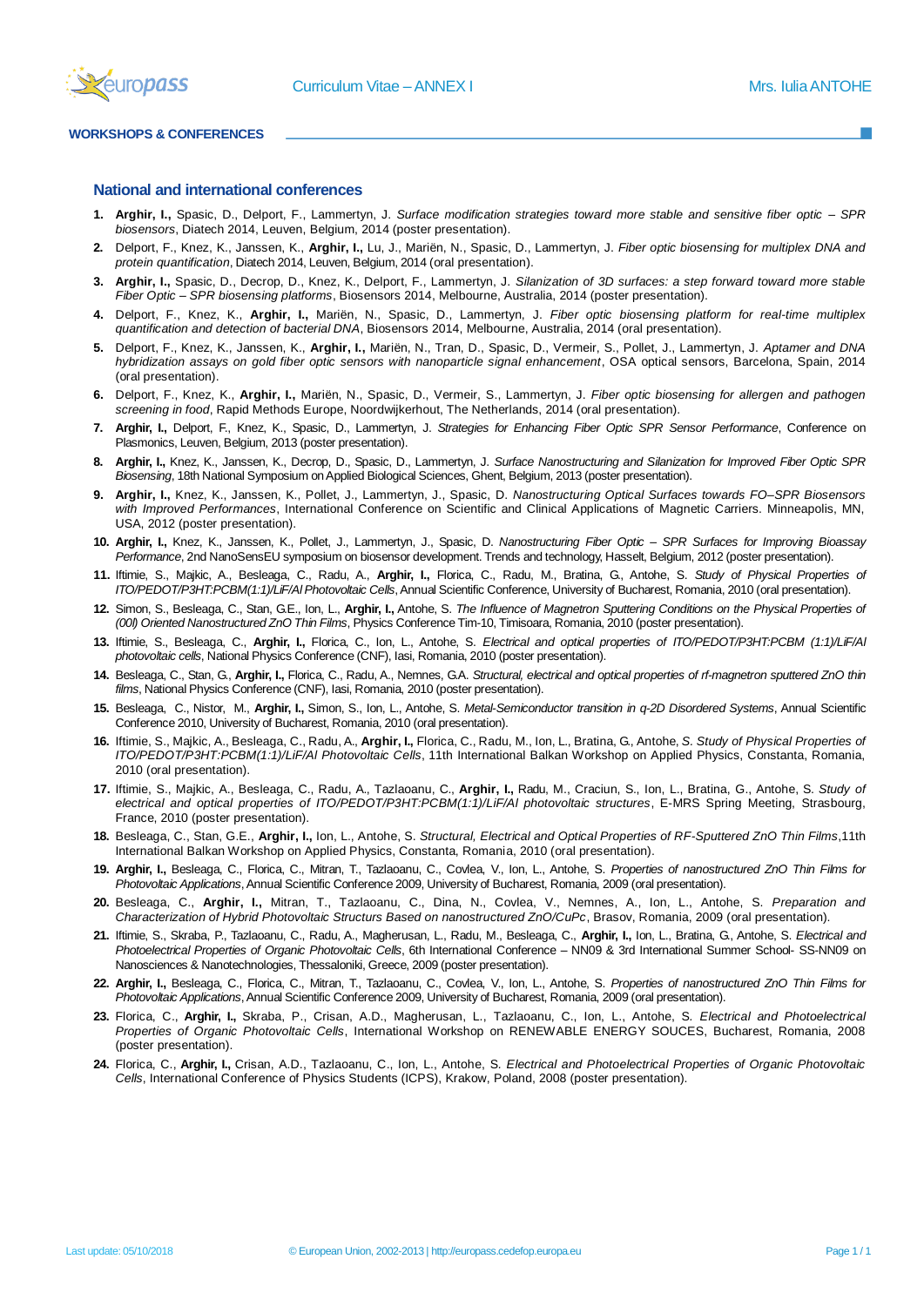## WORKSHOPS & CONFERENCES

### National and international conferences

1. **Arghir, I.,** Spasic, D., Delport, F., Lammertyn, J. *Surface modification strategies toward more stable and sensitive fiber optic – SPR biosensors*, Diatech 2014, Leuven, Belgium, 2014 (poster presentation).
2. Delport, F., Knez, K., Janssen, K., **Arghir, I.,** Lu, J., Mariën, N., Spasic, D., Lammertyn, J. *Fiber optic biosensing for multiplex DNA and protein quantification*, Diatech 2014, Leuven, Belgium, 2014 (oral presentation).
3. **Arghir, I.,** Spasic, D., Decrop, D., Knez, K., Delport, F., Lammertyn, J. *Silanization of 3D surfaces: a step forward toward more stable Fiber Optic – SPR biosensing platforms*, Biosensors 2014, Melbourne, Australia, 2014 (poster presentation).
4. Delport, F., Knez, K., **Arghir, I.,** Mariën, N., Spasic, D., Lammertyn, J. *Fiber optic biosensing platform for real-time multiplex quantification and detection of bacterial DNA*, Biosensors 2014, Melbourne, Australia, 2014 (oral presentation).
5. Delport, F., Knez, K., Janssen, K., **Arghir, I.,** Mariën, N., Tran, D., Spasic, D., Vermeir, S., Pollet, J., Lammertyn, J. *Aptamer and DNA hybridization assays on gold fiber optic sensors with nanoparticle signal enhancement*, OSA optical sensors, Barcelona, Spain, 2014 (oral presentation).
6. Delport, F., Knez, K., **Arghir, I.,** Mariën, N., Spasic, D., Vermeir, S., Lammertyn, J. *Fiber optic biosensing for allergen and pathogen screening in food*, Rapid Methods Europe, Noordwijkerhout, The Netherlands, 2014 (oral presentation).
7. **Arghir, I.,** Delport, F., Knez, K., Spasic, D., Lammertyn, J. *Strategies for Enhancing Fiber Optic SPR Sensor Performance*, Conference on Plasmonics, Leuven, Belgium, 2013 (poster presentation).
8. **Arghir, I.,** Knez, K., Janssen, K., Decrop, D., Spasic, D., Lammertyn, J. *Surface Nanostructuring and Silanization for Improved Fiber Optic SPR Biosensing*, 18th National Symposium on Applied Biological Sciences, Ghent, Belgium, 2013 (poster presentation).
9. **Arghir, I.,** Knez, K., Janssen, K., Pollet, J., Lammertyn, J., Spasic, D. *Nanostructuring Optical Surfaces towards FO–SPR Biosensors with Improved Performances*, International Conference on Scientific and Clinical Applications of Magnetic Carriers. Minneapolis, MN, USA, 2012 (poster presentation).
10. **Arghir, I.,** Knez, K., Janssen, K., Pollet, J., Lammertyn, J., Spasic, D. *Nanostructuring Fiber Optic – SPR Surfaces for Improving Bioassay Performance*, 2nd NanoSensEU symposium on biosensor development. Trends and technology, Hasselt, Belgium, 2012 (poster presentation).
11. Iftimie, S., Majkic, A., Besleaga, C., Radu, A., **Arghir, I.,** Florica, C., Radu, M., Bratina, G., Antohe, S. *Study of Physical Properties of ITO/PEDOT/P3HT:PCBM(1:1)/LiF/Al Photovoltaic Cells*, Annual Scientific Conference, University of Bucharest, Romania, 2010 (oral presentation).
12. Simon, S., Besleaga, C., Stan, G.E., Ion, L., **Arghir, I.,** Antohe, S. *The Influence of Magnetron Sputtering Conditions on the Physical Properties of (00l) Oriented Nanostructured ZnO Thin Films*, Physics Conference Tim-10, Timisoara, Romania, 2010 (poster presentation).
13. Iftimie, S., Besleaga, C., **Arghir, I.,** Florica, C., Ion, L., Antohe, S. *Electrical and optical properties of ITO/PEDOT/P3HT:PCBM (1:1)/LiF/Al photovoltaic cells*, National Physics Conference (CNF), Iasi, Romania, 2010 (poster presentation).
14. Besleaga, C., Stan, G., **Arghir, I.,** Florica, C., Radu, A., Nemnes, G.A. *Structural, electrical and optical properties of rf-magnetron sputtered ZnO thin films*, National Physics Conference (CNF), Iasi, Romania, 2010 (poster presentation).
15. Besleaga, C., Nistor, M., **Arghir, I.,** Simon, S., Ion, L., Antohe, S. *Metal-Semiconductor transition in q-2D Disordered Systems*, Annual Scientific Conference 2010, University of Bucharest, Romania, 2010 (oral presentation).
16. Iftimie, S., Majkic, A., Besleaga, C., **Arghir, I.,** Florica, C., Radu, M., Ion, L., Bratina, G., Antohe, *S. Study of Physical Properties of ITO/PEDOT/P3HT:PCBM(1:1)/LiF/Al Photovoltaic Cells*, 11th International Balkan Workshop on Applied Physics, Constanta, Romania, 2010 (oral presentation).
17. Iftimie, S., Majkic, A., Besleaga, C., Radu, A., Tazlaoanu, C., **Arghir, I.,** Radu, M., Craciun, S., Ion, L., Bratina, G., Antohe, S. *Study of electrical and optical properties of ITO/PEDOT/P3HT:PCBM(1:1)/LiF/Al photovoltaic structures*, E-MRS Spring Meeting, Strasbourg, France, 2010 (poster presentation).
18. Besleaga, C., Stan, G.E., **Arghir, I.,** Ion, L., Antohe, S. *Structural, Electrical and Optical Properties of RF-Sputtered ZnO Thin Films*,11th International Balkan Workshop on Applied Physics, Constanta, Romania, 2010 (oral presentation).
19. **Arghir, I.,** Besleaga, C., Florica, C., Mitran, T., Tazlaoanu, C., Covlea, V., Ion, L., Antohe, S. *Properties of nanostructured ZnO Thin Films for Photovoltaic Applications*, Annual Scientific Conference 2009, University of Bucharest, Romania, 2009 (oral presentation).
20. Besleaga, C., **Arghir, I.,** Mitran, T., Tazlaoanu, C., Dina, N., Covlea, V., Nemnes, A., Ion, L., Antohe, S. *Preparation and Characterization of Hybrid Photovoltaic Structurs Based on nanostructured ZnO/CuPc*, Brasov, Romania, 2009 (oral presentation).
21. Iftimie, S., Skraba, P., Tazlaoanu, C., Radu, A., Magherusan, L., Radu, M., Besleaga, C., **Arghir, I.,** Ion, L., Bratina, G., Antohe, S. *Electrical and Photoelectrical Properties of Organic Photovoltaic Cells*, 6th International Conference – NN09 & 3rd International Summer School- SS-NN09 on Nanosciences & Nanotechnologies, Thessaloniki, Greece, 2009 (poster presentation).
22. **Arghir, I.,** Besleaga, C., Florica, C., Mitran, T., Tazlaoanu, C., Covlea, V., Ion, L., Antohe, S. *Properties of nanostructured ZnO Thin Films for Photovoltaic Applications*, Annual Scientific Conference 2009, University of Bucharest, Romania, 2009 (oral presentation).
23. Florica, C., **Arghir, I.,** Skraba, P., Crisan, A.D., Magherusan, L., Tazlaoanu, C., Ion, L., Antohe, S. *Electrical and Photoelectrical Properties of Organic Photovoltaic Cells*, International Workshop on RENEWABLE ENERGY SOUCES, Bucharest, Romania, 2008 (poster presentation).
24. Florica, C., **Arghir, I.,** Crisan, A.D., Tazlaoanu, C., Ion, L., Antohe, S. *Electrical and Photoelectrical Properties of Organic Photovoltaic Cells*, International Conference of Physics Students (ICPS), Krakow, Poland, 2008 (poster presentation).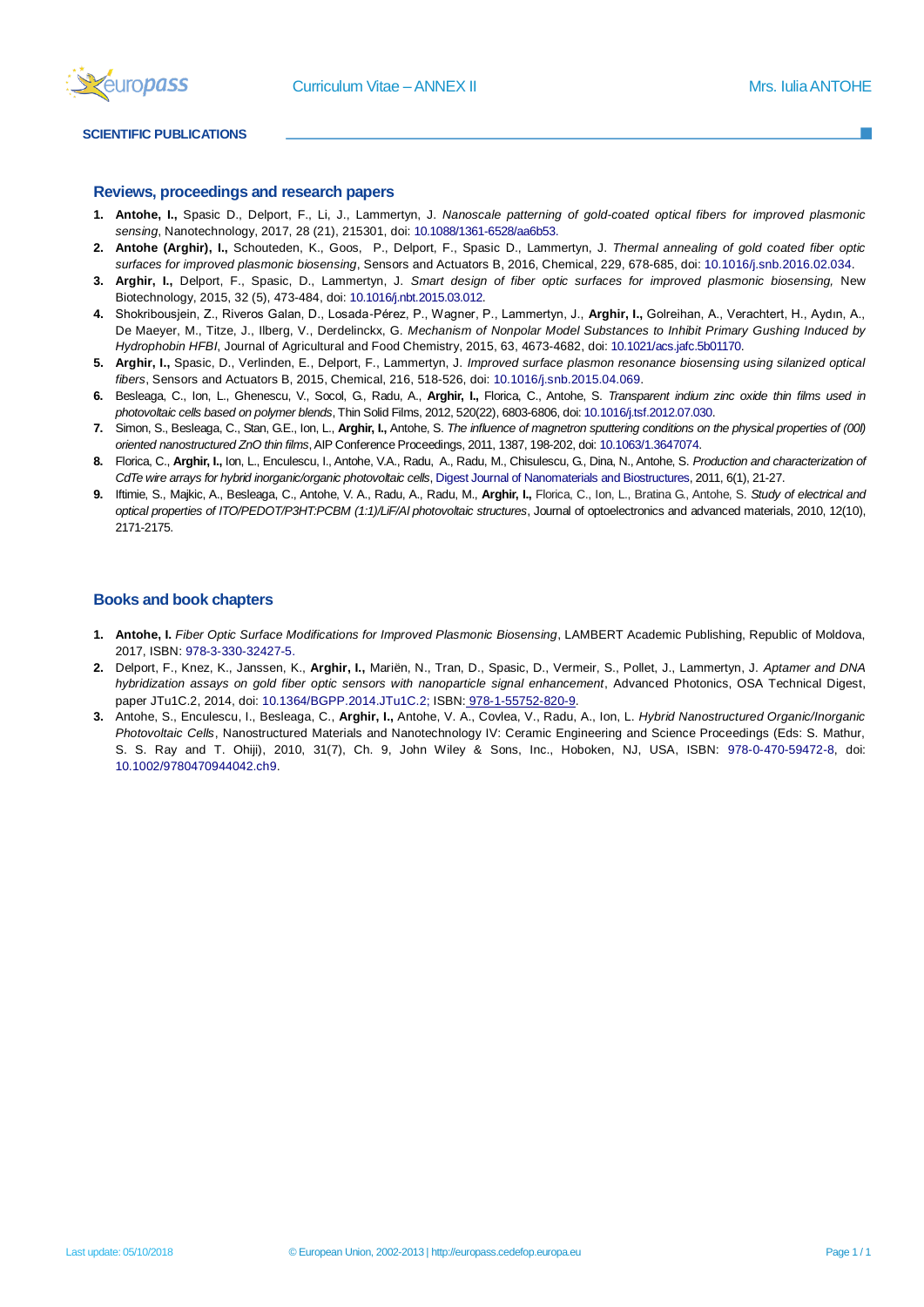## SCIENTIFIC PUBLICATIONS

### Reviews, proceedings and research papers

1. **Antohe, I.,** Spasic D., Delport, F., Li, J., Lammertyn, J. *Nanoscale patterning of gold-coated optical fibers for improved plasmonic sensing*, Nanotechnology, 2017, 28 (21), 215301, doi: 10.1088/1361-6528/aa6b53.
2. **Antohe (Arghir), I.,** Schouteden, K., Goos, P., Delport, F., Spasic D., Lammertyn, J. *Thermal annealing of gold coated fiber optic surfaces for improved plasmonic biosensing*, Sensors and Actuators B, 2016, Chemical, 229, 678-685, doi: 10.1016/j.snb.2016.02.034.
3. **Arghir, I.,** Delport, F., Spasic, D., Lammertyn, J. *Smart design of fiber optic surfaces for improved plasmonic biosensing,* New Biotechnology, 2015, 32 (5), 473-484, doi: 10.1016/j.nbt.2015.03.012.
4. Shokribousjein, Z., Riveros Galan, D., Losada-Pérez, P., Wagner, P., Lammertyn, J., **Arghir, I.,** Golreihan, A., Verachtert, H., Aydın, A., De Maeyer, M., Titze, J., Ilberg, V., Derdelinckx, G. *Mechanism of Nonpolar Model Substances to Inhibit Primary Gushing Induced by Hydrophobin HFBI*, Journal of Agricultural and Food Chemistry, 2015, 63, 4673-4682, doi: 10.1021/acs.jafc.5b01170.
5. **Arghir, I.,** Spasic, D., Verlinden, E., Delport, F., Lammertyn, J. *Improved surface plasmon resonance biosensing using silanized optical fibers*, Sensors and Actuators B, 2015, Chemical, 216, 518-526, doi: 10.1016/j.snb.2015.04.069.
6. Besleaga, C., Ion, L., Ghenescu, V., Socol, G., Radu, A., **Arghir, I.,** Florica, C., Antohe, S. *Transparent indium zinc oxide thin films used in photovoltaic cells based on polymer blends*, Thin Solid Films, 2012, 520(22), 6803-6806, doi: 10.1016/j.tsf.2012.07.030.
7. Simon, S., Besleaga, C., Stan, G.E., Ion, L., **Arghir, I.,** Antohe, S. *The influence of magnetron sputtering conditions on the physical properties of (00l) oriented nanostructured ZnO thin films*, AIP Conference Proceedings, 2011, 1387, 198-202, doi: 10.1063/1.3647074.
8. Florica, C., **Arghir, I.,** Ion, L., Enculescu, I., Antohe, V.A., Radu, A., Radu, M., Chisulescu, G., Dina, N., Antohe, S. *Production and characterization of CdTe wire arrays for hybrid inorganic/organic photovoltaic cells*, Digest Journal of Nanomaterials and Biostructures, 2011, 6(1), 21-27.
9. Iftimie, S., Majkic, A., Besleaga, C., Antohe, V. A., Radu, A., Radu, M., **Arghir, I.,** Florica, C., Ion, L., Bratina G., Antohe, S. *Study of electrical and optical properties of ITO/PEDOT/P3HT:PCBM (1:1)/LiF/Al photovoltaic structures*, Journal of optoelectronics and advanced materials, 2010, 12(10), 2171-2175.

### Books and book chapters

1. **Antohe, I.** *Fiber Optic Surface Modifications for Improved Plasmonic Biosensing*, LAMBERT Academic Publishing, Republic of Moldova, 2017, ISBN: 978-3-330-32427-5.
2. Delport, F., Knez, K., Janssen, K., **Arghir, I.,** Mariën, N., Tran, D., Spasic, D., Vermeir, S., Pollet, J., Lammertyn, J. *Aptamer and DNA hybridization assays on gold fiber optic sensors with nanoparticle signal enhancement*, Advanced Photonics, OSA Technical Digest, paper JTu1C.2, 2014, doi: 10.1364/BGPP.2014.JTu1C.2; ISBN: 978-1-55752-820-9.
3. Antohe, S., Enculescu, I., Besleaga, C., **Arghir, I.,** Antohe, V. A., Covlea, V., Radu, A., Ion, L. *Hybrid Nanostructured Organic/Inorganic Photovoltaic Cells*, Nanostructured Materials and Nanotechnology IV: Ceramic Engineering and Science Proceedings (Eds: S. Mathur, S. S. Ray and T. Ohiji), 2010, 31(7), Ch. 9, John Wiley & Sons, Inc., Hoboken, NJ, USA, ISBN: 978-0-470-59472-8, doi: 10.1002/9780470944042.ch9.